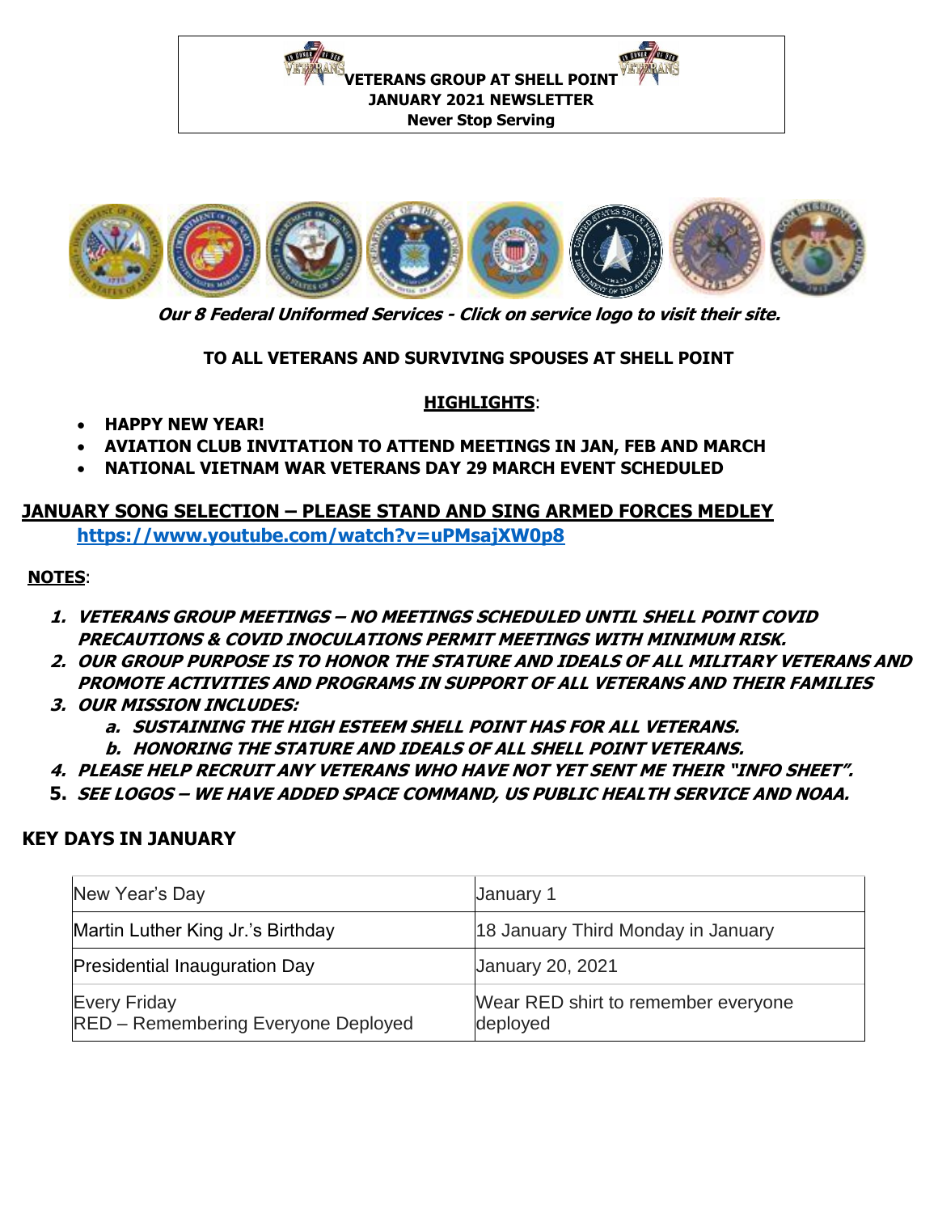**VETERANS GROUP AT SHELL POINT**
**JANUARY 2021 NEWSLETTER**
**Never Stop Serving**

***Our 8 Federal Uniformed Services - Click on service logo to visit their site.***

**TO ALL VETERANS AND SURVIVING SPOUSES AT SHELL POINT**

**HIGHLIGHTS**:

- **HAPPY NEW YEAR!**
- **AVIATION CLUB INVITATION TO ATTEND MEETINGS IN JAN, FEB AND MARCH**
- **NATIONAL VIETNAM WAR VETERANS DAY 29 MARCH EVENT SCHEDULED**

## JANUARY SONG SELECTION – PLEASE STAND AND SING ARMED FORCES MEDLEY

**https://www.youtube.com/watch?v=uPMsajXW0p8**

**NOTES**:

1. ***VETERANS GROUP MEETINGS – NO MEETINGS SCHEDULED UNTIL SHELL POINT COVID PRECAUTIONS & COVID INOCULATIONS PERMIT MEETINGS WITH MINIMUM RISK.***
2. ***OUR GROUP PURPOSE IS TO HONOR THE STATURE AND IDEALS OF ALL MILITARY VETERANS AND PROMOTE ACTIVITIES AND PROGRAMS IN SUPPORT OF ALL VETERANS AND THEIR FAMILIES***
3. ***OUR MISSION INCLUDES:***
   a. ***SUSTAINING THE HIGH ESTEEM SHELL POINT HAS FOR ALL VETERANS.***
   b. ***HONORING THE STATURE AND IDEALS OF ALL SHELL POINT VETERANS.***
4. ***PLEASE HELP RECRUIT ANY VETERANS WHO HAVE NOT YET SENT ME THEIR "INFO SHEET".***
5. ***SEE LOGOS – WE HAVE ADDED SPACE COMMAND, US PUBLIC HEALTH SERVICE AND NOAA.***

## KEY DAYS IN JANUARY

| | |
|---|---|
| New Year's Day | January 1 |
| Martin Luther King Jr.'s Birthday | 18 January Third Monday in January |
| Presidential Inauguration Day | January 20, 2021 |
| Every Friday<br>RED – Remembering Everyone Deployed | Wear RED shirt to remember everyone deployed |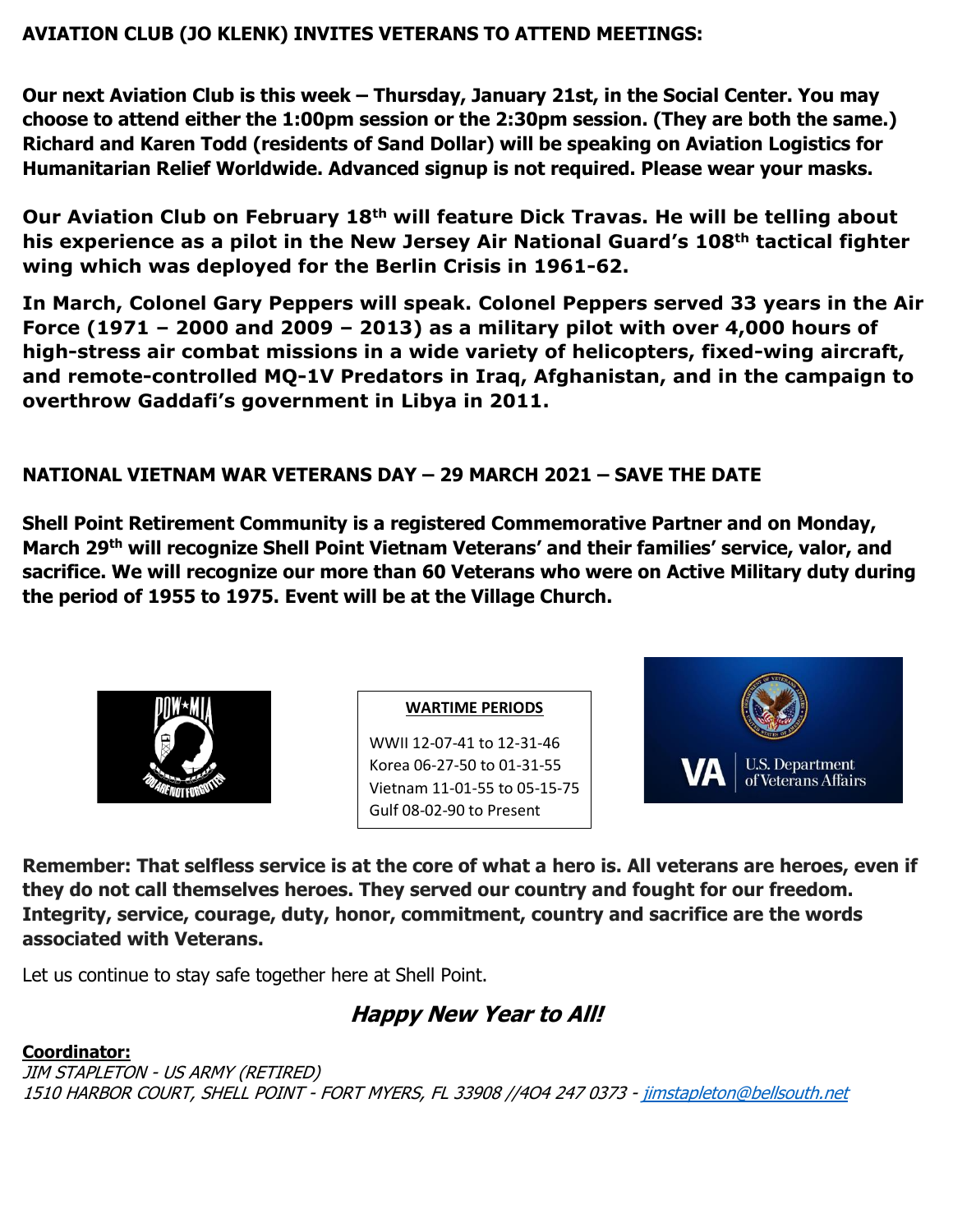**AVIATION CLUB (JO KLENK) INVITES VETERANS TO ATTEND MEETINGS:**

**Our next Aviation Club is this week – Thursday, January 21st, in the Social Center. You may choose to attend either the 1:00pm session or the 2:30pm session. (They are both the same.) Richard and Karen Todd (residents of Sand Dollar) will be speaking on Aviation Logistics for Humanitarian Relief Worldwide. Advanced signup is not required. Please wear your masks.**

**Our Aviation Club on February 18th will feature Dick Travas. He will be telling about his experience as a pilot in the New Jersey Air National Guard's 108th tactical fighter wing which was deployed for the Berlin Crisis in 1961-62.**

**In March, Colonel Gary Peppers will speak. Colonel Peppers served 33 years in the Air Force (1971 – 2000 and 2009 – 2013) as a military pilot with over 4,000 hours of high-stress air combat missions in a wide variety of helicopters, fixed-wing aircraft, and remote-controlled MQ-1V Predators in Iraq, Afghanistan, and in the campaign to overthrow Gaddafi's government in Libya in 2011.**

**NATIONAL VIETNAM WAR VETERANS DAY – 29 MARCH 2021 – SAVE THE DATE**

**Shell Point Retirement Community is a registered Commemorative Partner and on Monday, March 29th will recognize Shell Point Vietnam Veterans' and their families' service, valor, and sacrifice. We will recognize our more than 60 Veterans who were on Active Military duty during the period of 1955 to 1975. Event will be at the Village Church.**

**WARTIME PERIODS**

WWII 12-07-41 to 12-31-46
Korea 06-27-50 to 01-31-55
Vietnam 11-01-55 to 05-15-75
Gulf 08-02-90 to Present

**Remember: That selfless service is at the core of what a hero is. All veterans are heroes, even if they do not call themselves heroes. They served our country and fought for our freedom. Integrity, service, courage, duty, honor, commitment, country and sacrifice are the words associated with Veterans.**

Let us continue to stay safe together here at Shell Point.

***Happy New Year to All!***

**Coordinator:**
*JIM STAPLETON - US ARMY (RETIRED)*
*1510 HARBOR COURT, SHELL POINT - FORT MYERS, FL 33908 //4O4 247 0373 - jimstapleton@bellsouth.net*